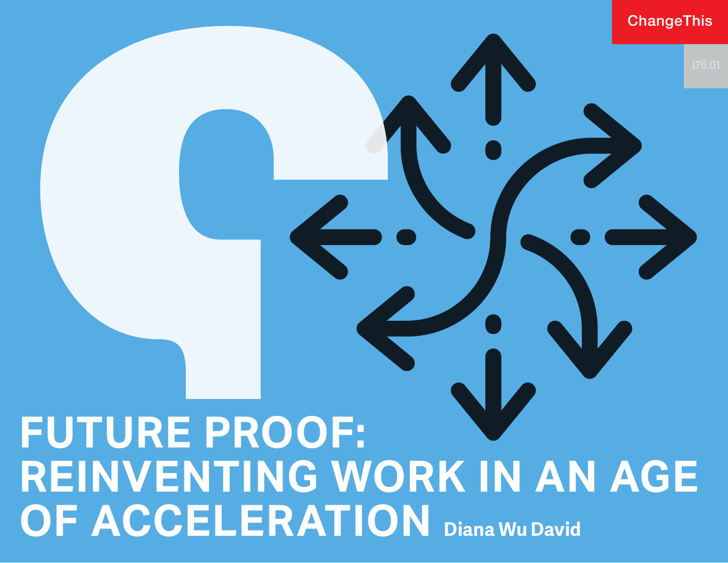ChangeThis

176.01

# FUTURE PROOF: REINVENTING WORK IN AN AGE OF ACCELERATION

Diana Wu David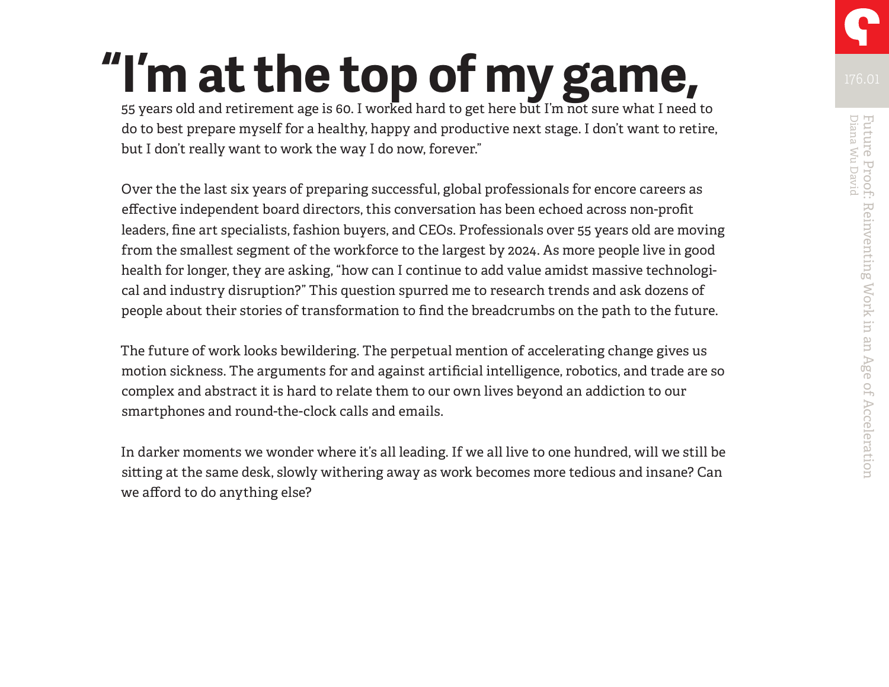# "I'm at the top of my game,

55 years old and retirement age is 60. I worked hard to get here but I'm not sure what I need to do to best prepare myself for a healthy, happy and productive next stage. I don't want to retire, but I don't really want to work the way I do now, forever."

Over the the last six years of preparing successful, global professionals for encore careers as effective independent board directors, this conversation has been echoed across non-profit leaders, fine art specialists, fashion buyers, and CEOs. Professionals over 55 years old are moving from the smallest segment of the workforce to the largest by 2024. As more people live in good health for longer, they are asking, "how can I continue to add value amidst massive technological and industry disruption?" This question spurred me to research trends and ask dozens of people about their stories of transformation to find the breadcrumbs on the path to the future.

The future of work looks bewildering. The perpetual mention of accelerating change gives us motion sickness. The arguments for and against artificial intelligence, robotics, and trade are so complex and abstract it is hard to relate them to our own lives beyond an addiction to our smartphones and round-the-clock calls and emails.

In darker moments we wonder where it's all leading. If we all live to one hundred, will we still be sitting at the same desk, slowly withering away as work becomes more tedious and insane? Can we afford to do anything else?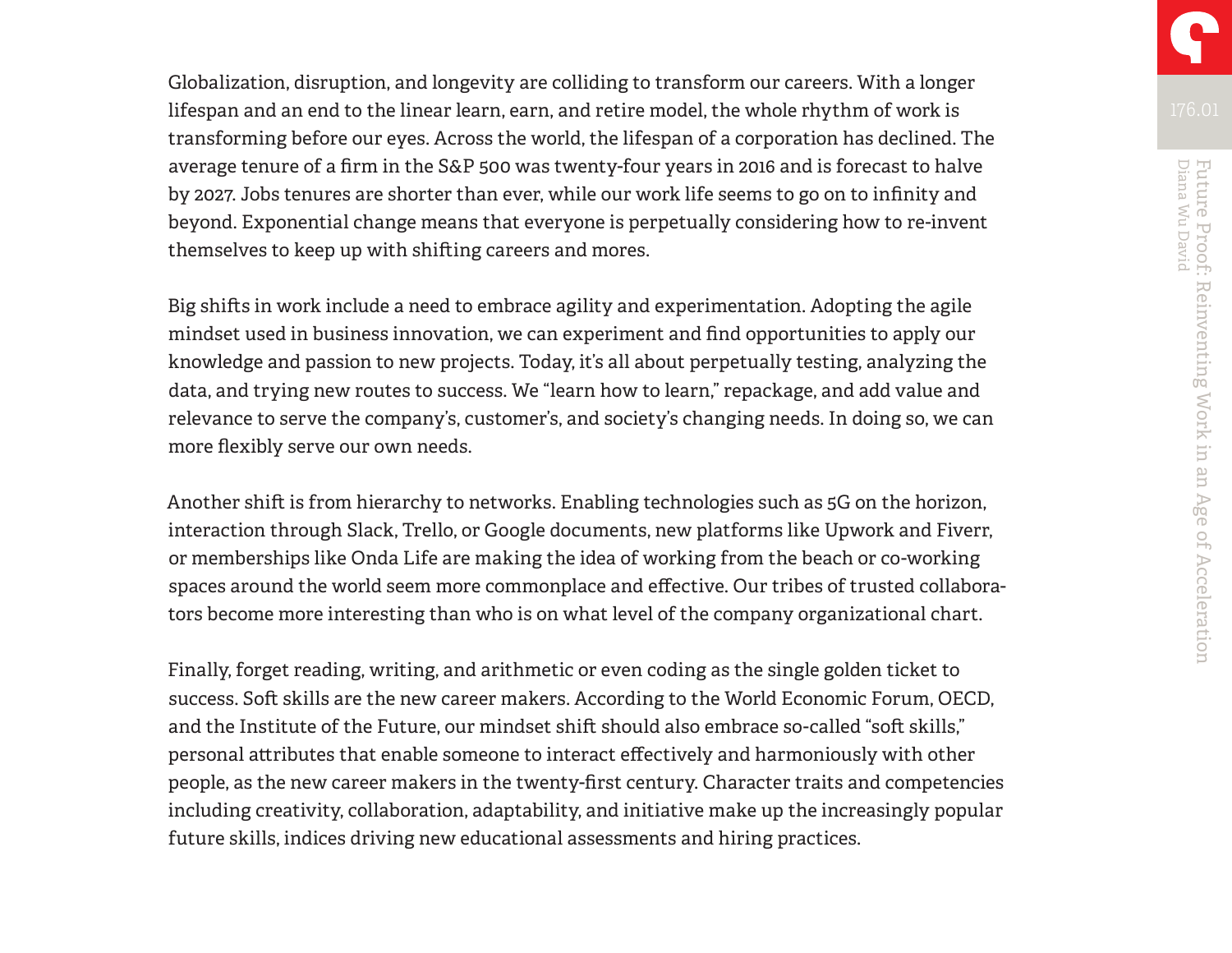Globalization, disruption, and longevity are colliding to transform our careers. With a longer lifespan and an end to the linear learn, earn, and retire model, the whole rhythm of work is transforming before our eyes. Across the world, the lifespan of a corporation has declined. The average tenure of a firm in the S&P 500 was twenty-four years in 2016 and is forecast to halve by 2027. Jobs tenures are shorter than ever, while our work life seems to go on to infinity and beyond. Exponential change means that everyone is perpetually considering how to re-invent themselves to keep up with shifting careers and mores.

Big shifts in work include a need to embrace agility and experimentation. Adopting the agile mindset used in business innovation, we can experiment and find opportunities to apply our knowledge and passion to new projects. Today, it's all about perpetually testing, analyzing the data, and trying new routes to success. We "learn how to learn," repackage, and add value and relevance to serve the company's, customer's, and society's changing needs. In doing so, we can more flexibly serve our own needs.

Another shift is from hierarchy to networks. Enabling technologies such as 5G on the horizon, interaction through Slack, Trello, or Google documents, new platforms like Upwork and Fiverr, or memberships like Onda Life are making the idea of working from the beach or co-working spaces around the world seem more commonplace and effective. Our tribes of trusted collaborators become more interesting than who is on what level of the company organizational chart.

Finally, forget reading, writing, and arithmetic or even coding as the single golden ticket to success. Soft skills are the new career makers. According to the World Economic Forum, OECD, and the Institute of the Future, our mindset shift should also embrace so-called "soft skills," personal attributes that enable someone to interact effectively and harmoniously with other people, as the new career makers in the twenty-first century. Character traits and competencies including creativity, collaboration, adaptability, and initiative make up the increasingly popular future skills, indices driving new educational assessments and hiring practices.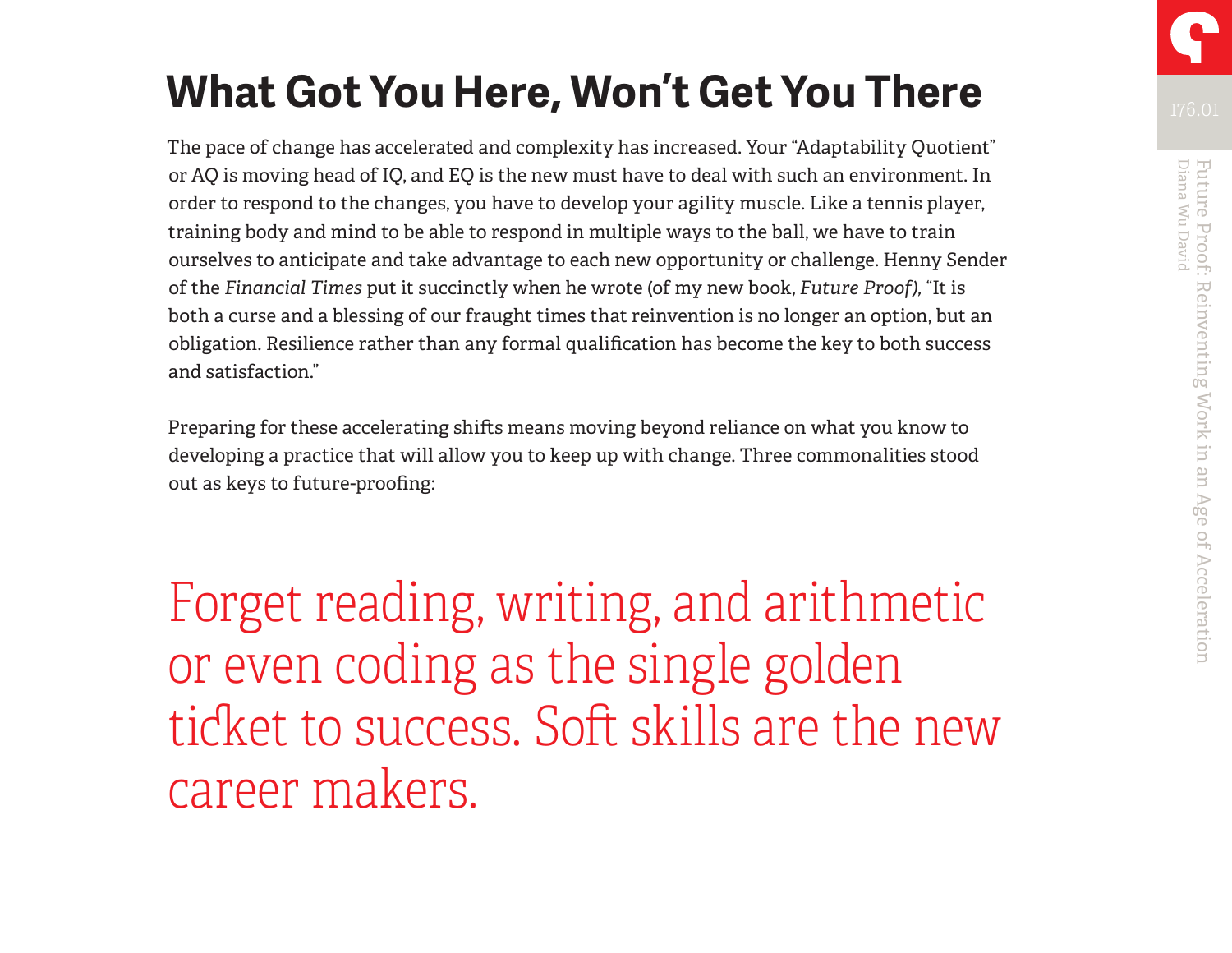# What Got You Here, Won't Get You There

The pace of change has accelerated and complexity has increased. Your "Adaptability Quotient" or AQ is moving head of IQ, and EQ is the new must have to deal with such an environment. In order to respond to the changes, you have to develop your agility muscle. Like a tennis player, training body and mind to be able to respond in multiple ways to the ball, we have to train ourselves to anticipate and take advantage to each new opportunity or challenge. Henny Sender of the *Financial Times* put it succinctly when he wrote (of my new book, *Future Proof*), "It is both a curse and a blessing of our fraught times that reinvention is no longer an option, but an obligation. Resilience rather than any formal qualification has become the key to both success and satisfaction."

Preparing for these accelerating shifts means moving beyond reliance on what you know to developing a practice that will allow you to keep up with change. Three commonalities stood out as keys to future-proofing:

> Forget reading, writing, and arithmetic or even coding as the single golden ticket to success. Soft skills are the new career makers.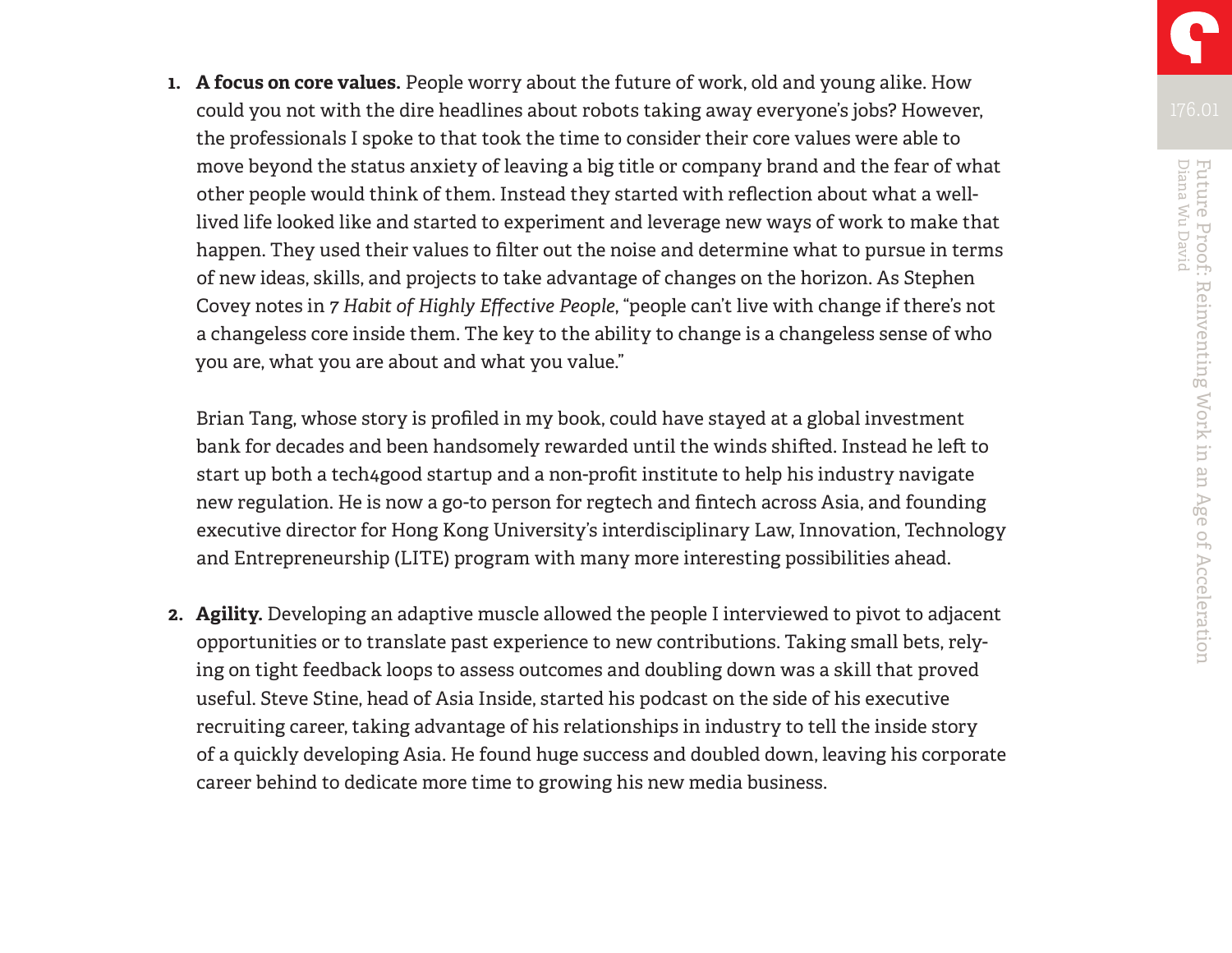1. **A focus on core values.** People worry about the future of work, old and young alike. How could you not with the dire headlines about robots taking away everyone's jobs? However, the professionals I spoke to that took the time to consider their core values were able to move beyond the status anxiety of leaving a big title or company brand and the fear of what other people would think of them. Instead they started with reflection about what a well-lived life looked like and started to experiment and leverage new ways of work to make that happen. They used their values to filter out the noise and determine what to pursue in terms of new ideas, skills, and projects to take advantage of changes on the horizon. As Stephen Covey notes in *7 Habit of Highly Effective People*, "people can't live with change if there's not a changeless core inside them. The key to the ability to change is a changeless sense of who you are, what you are about and what you value."

   Brian Tang, whose story is profiled in my book, could have stayed at a global investment bank for decades and been handsomely rewarded until the winds shifted. Instead he left to start up both a tech4good startup and a non-profit institute to help his industry navigate new regulation. He is now a go-to person for regtech and fintech across Asia, and founding executive director for Hong Kong University's interdisciplinary Law, Innovation, Technology and Entrepreneurship (LITE) program with many more interesting possibilities ahead.

2. **Agility.** Developing an adaptive muscle allowed the people I interviewed to pivot to adjacent opportunities or to translate past experience to new contributions. Taking small bets, relying on tight feedback loops to assess outcomes and doubling down was a skill that proved useful. Steve Stine, head of Asia Inside, started his podcast on the side of his executive recruiting career, taking advantage of his relationships in industry to tell the inside story of a quickly developing Asia. He found huge success and doubled down, leaving his corporate career behind to dedicate more time to growing his new media business.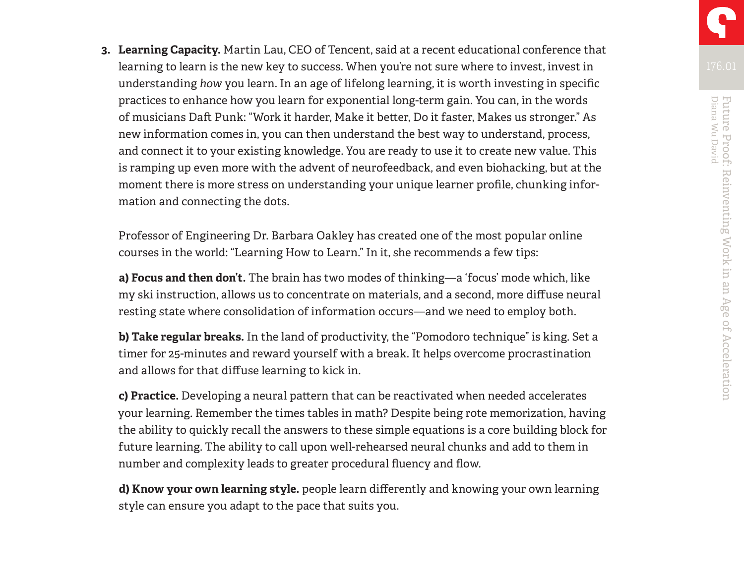3. **Learning Capacity.** Martin Lau, CEO of Tencent, said at a recent educational conference that learning to learn is the new key to success. When you're not sure where to invest, invest in understanding *how* you learn. In an age of lifelong learning, it is worth investing in specific practices to enhance how you learn for exponential long-term gain. You can, in the words of musicians Daft Punk: "Work it harder, Make it better, Do it faster, Makes us stronger." As new information comes in, you can then understand the best way to understand, process, and connect it to your existing knowledge. You are ready to use it to create new value. This is ramping up even more with the advent of neurofeedback, and even biohacking, but at the moment there is more stress on understanding your unique learner profile, chunking information and connecting the dots.

   Professor of Engineering Dr. Barbara Oakley has created one of the most popular online courses in the world: "Learning How to Learn." In it, she recommends a few tips:

   **a) Focus and then don't.** The brain has two modes of thinking—a 'focus' mode which, like my ski instruction, allows us to concentrate on materials, and a second, more diffuse neural resting state where consolidation of information occurs—and we need to employ both.

   **b) Take regular breaks.** In the land of productivity, the "Pomodoro technique" is king. Set a timer for 25-minutes and reward yourself with a break. It helps overcome procrastination and allows for that diffuse learning to kick in.

   **c) Practice.** Developing a neural pattern that can be reactivated when needed accelerates your learning. Remember the times tables in math? Despite being rote memorization, having the ability to quickly recall the answers to these simple equations is a core building block for future learning. The ability to call upon well-rehearsed neural chunks and add to them in number and complexity leads to greater procedural fluency and flow.

   **d) Know your own learning style.** people learn differently and knowing your own learning style can ensure you adapt to the pace that suits you.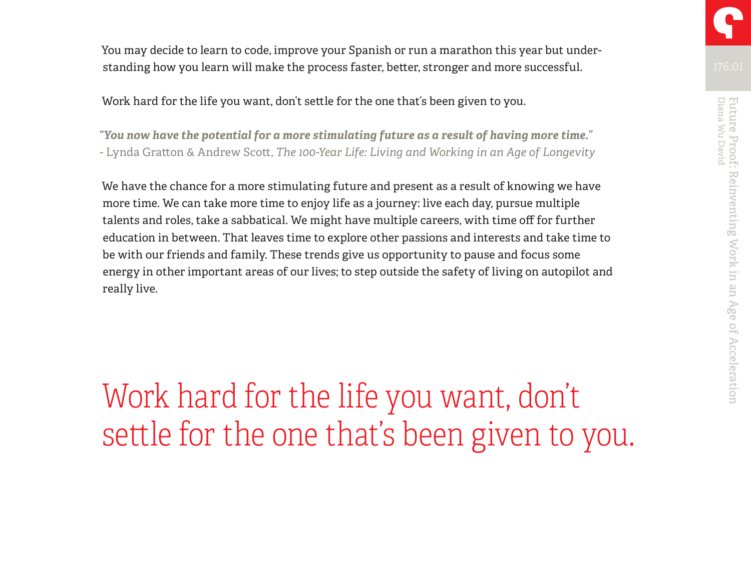You may decide to learn to code, improve your Spanish or run a marathon this year but understanding how you learn will make the process faster, better, stronger and more successful.

Work hard for the life you want, don't settle for the one that's been given to you.

> ***"You now have the potential for a more stimulating future as a result of having more time."***
> - Lynda Gratton & Andrew Scott, *The 100-Year Life: Living and Working in an Age of Longevity*

We have the chance for a more stimulating future and present as a result of knowing we have more time. We can take more time to enjoy life as a journey: live each day, pursue multiple talents and roles, take a sabbatical. We might have multiple careers, with time off for further education in between. That leaves time to explore other passions and interests and take time to be with our friends and family. These trends give us opportunity to pause and focus some energy in other important areas of our lives; to step outside the safety of living on autopilot and really live.

## Work hard for the life you want, don't settle for the one that's been given to you.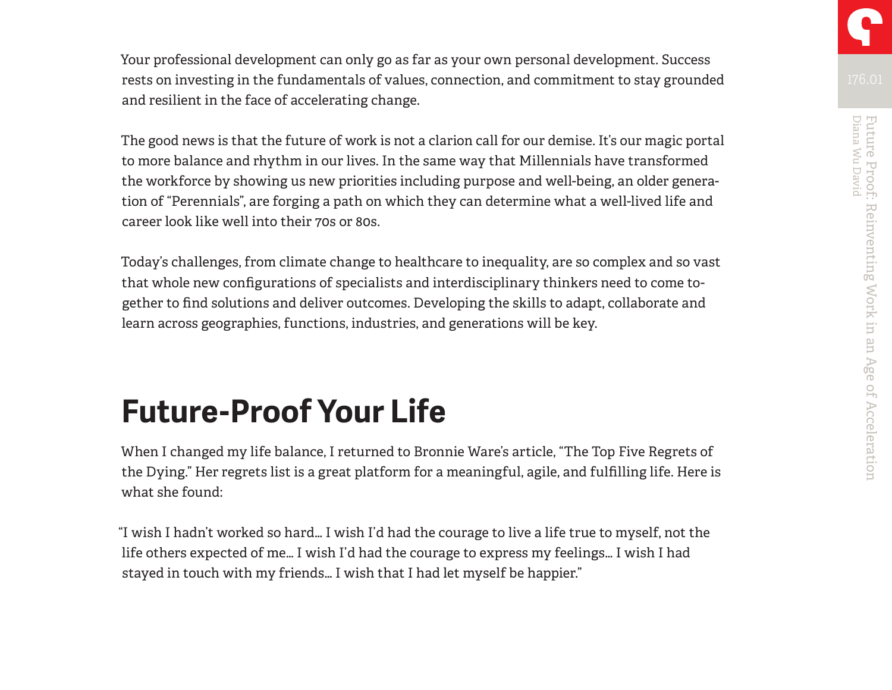Your professional development can only go as far as your own personal development. Success rests on investing in the fundamentals of values, connection, and commitment to stay grounded and resilient in the face of accelerating change.

The good news is that the future of work is not a clarion call for our demise. It's our magic portal to more balance and rhythm in our lives. In the same way that Millennials have transformed the workforce by showing us new priorities including purpose and well-being, an older generation of "Perennials", are forging a path on which they can determine what a well-lived life and career look like well into their 70s or 80s.

Today's challenges, from climate change to healthcare to inequality, are so complex and so vast that whole new configurations of specialists and interdisciplinary thinkers need to come together to find solutions and deliver outcomes. Developing the skills to adapt, collaborate and learn across geographies, functions, industries, and generations will be key.

## Future-Proof Your Life

When I changed my life balance, I returned to Bronnie Ware's article, "The Top Five Regrets of the Dying." Her regrets list is a great platform for a meaningful, agile, and fulfilling life. Here is what she found:

"I wish I hadn't worked so hard… I wish I'd had the courage to live a life true to myself, not the life others expected of me… I wish I'd had the courage to express my feelings… I wish I had stayed in touch with my friends… I wish that I had let myself be happier."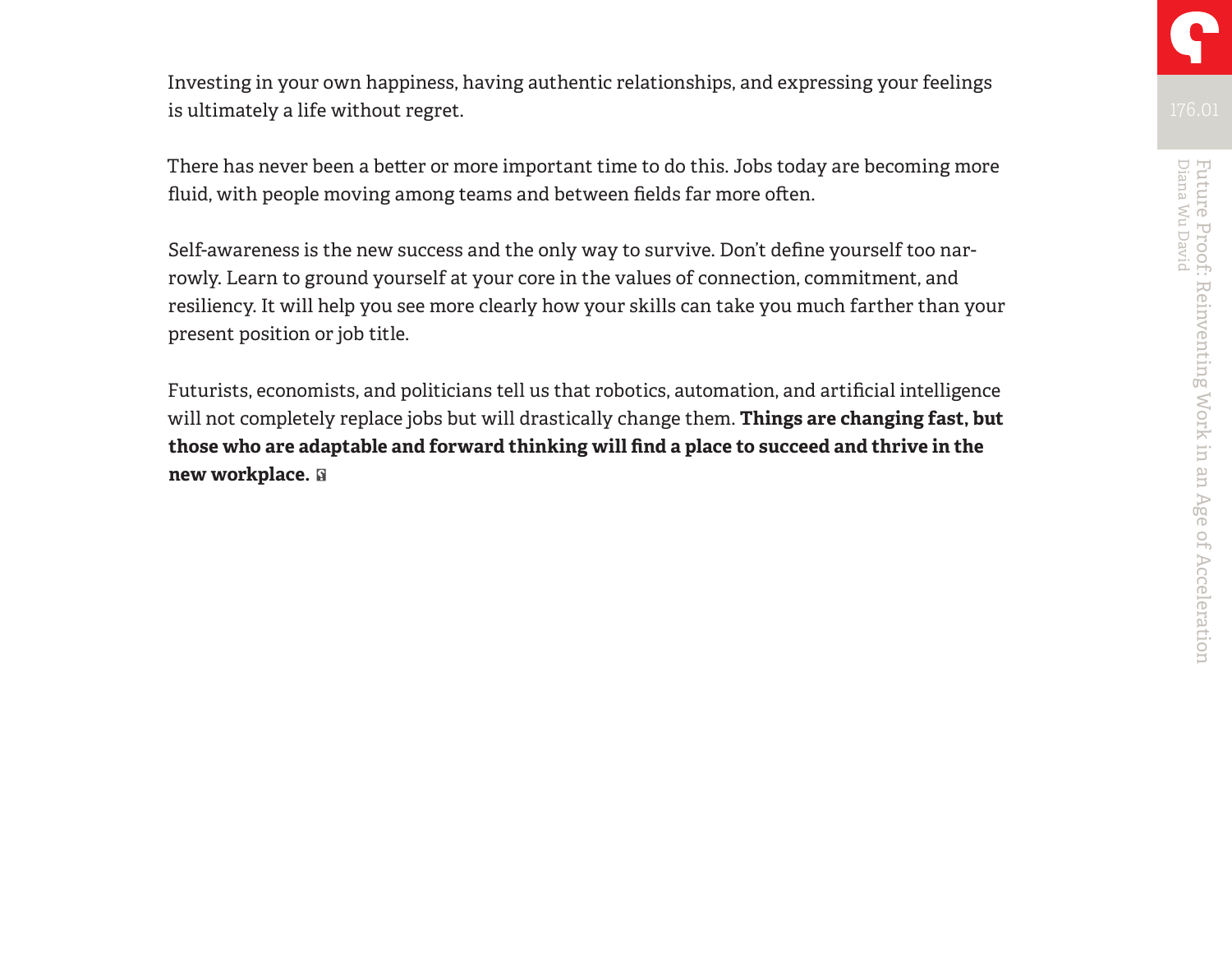Investing in your own happiness, having authentic relationships, and expressing your feelings is ultimately a life without regret.

There has never been a better or more important time to do this. Jobs today are becoming more fluid, with people moving among teams and between fields far more often.

Self-awareness is the new success and the only way to survive. Don't define yourself too narrowly. Learn to ground yourself at your core in the values of connection, commitment, and resiliency. It will help you see more clearly how your skills can take you much farther than your present position or job title.

Futurists, economists, and politicians tell us that robotics, automation, and artificial intelligence will not completely replace jobs but will drastically change them. **Things are changing fast, but those who are adaptable and forward thinking will find a place to succeed and thrive in the new workplace.**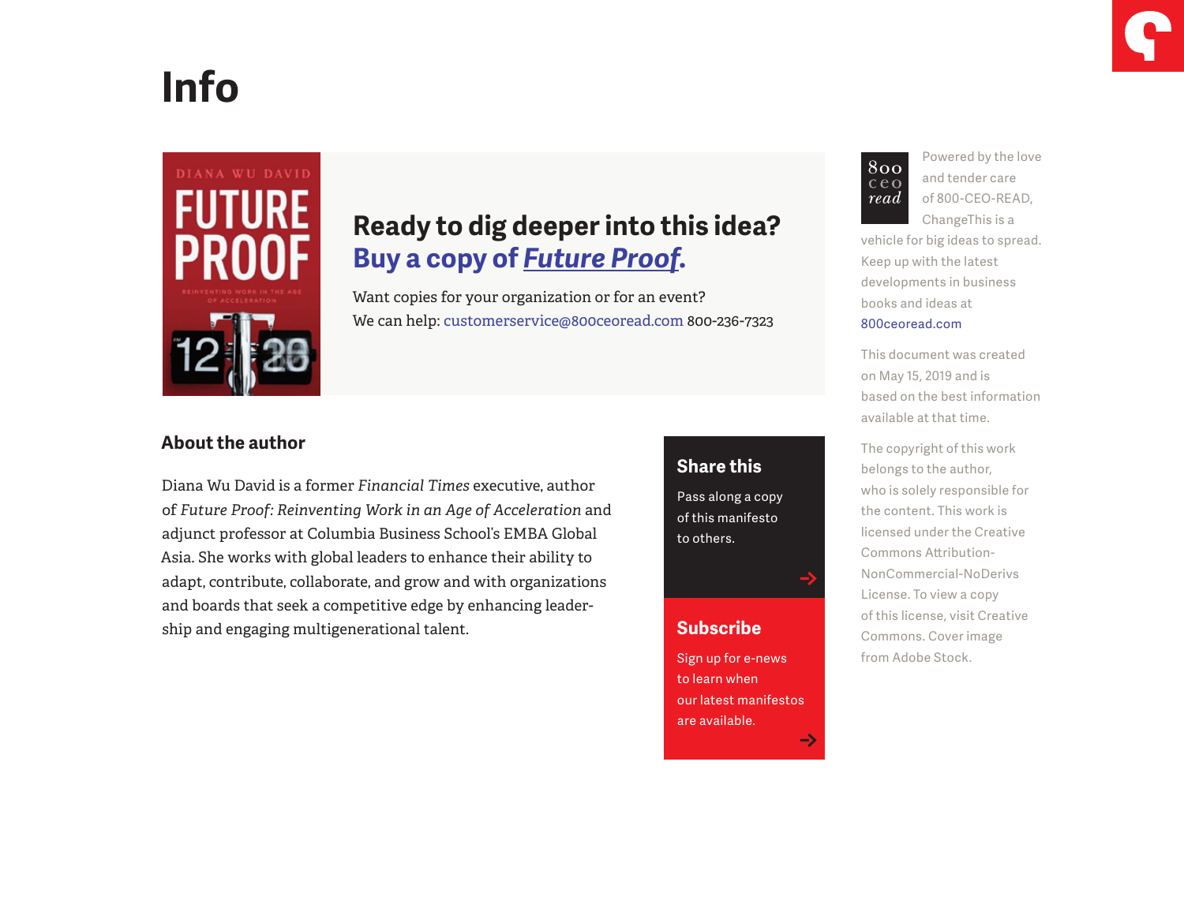# Info

## Ready to dig deeper into this idea?
## Buy a copy of *Future Proof*.

Want copies for your organization or for an event?
We can help: customerservice@800ceoread.com 800-236-7323

### About the author

Diana Wu David is a former *Financial Times* executive, author of *Future Proof: Reinventing Work in an Age of Acceleration* and adjunct professor at Columbia Business School's EMBA Global Asia. She works with global leaders to enhance their ability to adapt, contribute, collaborate, and grow and with organizations and boards that seek a competitive edge by enhancing leadership and engaging multigenerational talent.

**Share this**

Pass along a copy of this manifesto to others.

**Subscribe**

Sign up for e-news to learn when our latest manifestos are available.

Powered by the love and tender care of 800-CEO-READ, ChangeThis is a vehicle for big ideas to spread. Keep up with the latest developments in business books and ideas at 800ceoread.com

This document was created on May 15, 2019 and is based on the best information available at that time.

The copyright of this work belongs to the author, who is solely responsible for the content. This work is licensed under the Creative Commons Attribution-NonCommercial-NoDerivs License. To view a copy of this license, visit Creative Commons. Cover image from Adobe Stock.